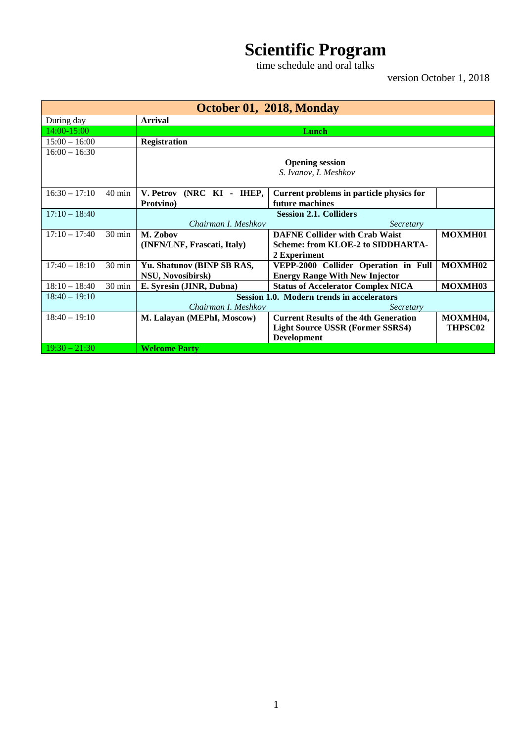# Scientific Program

time schedule and oral talks

version October 1, 2018

| October 01, 2018, Monday | | | | |
|---|---|---|---|---|
| During day | | **Arrival** | | |
| 14:00-15:00 | | **Lunch** | | |
| 15:00 – 16:00 | | **Registration** | | |
| 16:00 – 16:30 | | **Opening session** *S. Ivanov, I. Meshkov* | | |
| 16:30 – 17:10 | 40 min | **V. Petrov (NRC KI - IHEP, Protvino)** | **Current problems in particle physics for future machines** | |
| 17:10 – 18:40 | | **Session 2.1. Colliders** *Chairman I. Meshkov* | *Secretary* | |
| 17:10 – 17:40 | 30 min | **M. Zobov (INFN/LNF, Frascati, Italy)** | **DAFNE Collider with Crab Waist Scheme: from KLOE-2 to SIDDHARTA-2 Experiment** | **MOXMH01** |
| 17:40 – 18:10 | 30 min | **Yu. Shatunov (BINP SB RAS, NSU, Novosibirsk)** | **VEPP-2000 Collider Operation in Full Energy Range With New Injector** | **MOXMH02** |
| 18:10 – 18:40 | 30 min | **E. Syresin (JINR, Dubna)** | **Status of Accelerator Complex NICA** | **MOXMH03** |
| 18:40 – 19:10 | | **Session 1.0. Modern trends in accelerators** *Chairman I. Meshkov* | *Secretary* | |
| 18:40 – 19:10 | | **M. Lalayan (MEPhI, Moscow)** | **Current Results of the 4th Generation Light Source USSR (Former SSRS4) Development** | **MOXMH04, THPSC02** |
| 19:30 – 21:30 | | **Welcome Party** | | |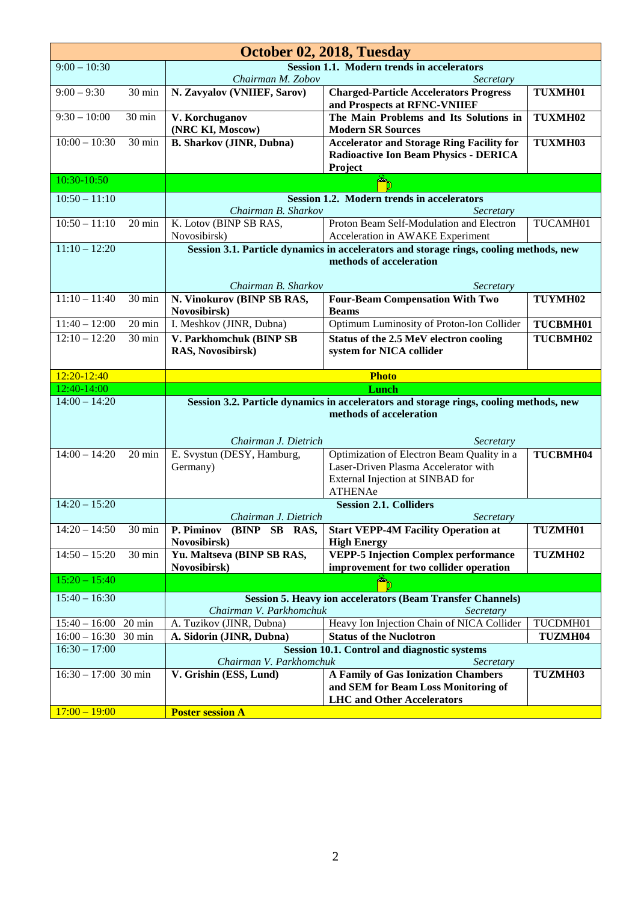| October 02, 2018, Tuesday | | | | |
|---|---|---|---|---|
| 9:00 – 10:30 | | **Session 1.1. Modern trends in accelerators**<br>*Chairman M. Zobov* *Secretary* | | |
| 9:00 – 9:30 | 30 min | **N. Zavyalov (VNIIEF, Sarov)** | **Charged-Particle Accelerators Progress and Prospects at RFNC-VNIIEF** | **TUXMH01** |
| 9:30 – 10:00 | 30 min | **V. Korchuganov (NRC KI, Moscow)** | **The Main Problems and Its Solutions in Modern SR Sources** | **TUXMH02** |
| 10:00 – 10:30 | 30 min | **B. Sharkov (JINR, Dubna)** | **Accelerator and Storage Ring Facility for Radioactive Ion Beam Physics - DERICA Project** | **TUXMH03** |
| 10:30-10:50 | | | | |
| 10:50 – 11:10 | | **Session 1.2. Modern trends in accelerators**<br>*Chairman B. Sharkov* *Secretary* | | |
| 10:50 – 11:10 | 20 min | K. Lotov (BINP SB RAS, Novosibirsk) | Proton Beam Self-Modulation and Electron Acceleration in AWAKE Experiment | TUCAMH01 |
| 11:10 – 12:20 | | **Session 3.1. Particle dynamics in accelerators and storage rings, cooling methods, new methods of acceleration**<br>*Chairman B. Sharkov* *Secretary* | | |
| 11:10 – 11:40 | 30 min | **N. Vinokurov (BINP SB RAS, Novosibirsk)** | **Four-Beam Compensation With Two Beams** | **TUYMH02** |
| 11:40 – 12:00 | 20 min | I. Meshkov (JINR, Dubna) | Optimum Luminosity of Proton-Ion Collider | **TUCBMH01** |
| 12:10 – 12:20 | 30 min | **V. Parkhomchuk (BINP SB RAS, Novosibirsk)** | **Status of the 2.5 MeV electron cooling system for NICA collider** | **TUCBMH02** |
| 12:20-12:40 | | **Photo** | | |
| 12:40-14:00 | | **Lunch** | | |
| 14:00 – 14:20 | | **Session 3.2. Particle dynamics in accelerators and storage rings, cooling methods, new methods of acceleration**<br>*Chairman J. Dietrich* *Secretary* | | |
| 14:00 – 14:20 | 20 min | E. Svystun (DESY, Hamburg, Germany) | Optimization of Electron Beam Quality in a Laser-Driven Plasma Accelerator with External Injection at SINBAD for ATHENAe | **TUCBMH04** |
| 14:20 – 15:20 | | **Session 2.1. Colliders**<br>*Chairman J. Dietrich* *Secretary* | | |
| 14:20 – 14:50 | 30 min | **P. Piminov (BINP SB RAS, Novosibirsk)** | **Start VEPP-4M Facility Operation at High Energy** | **TUZMH01** |
| 14:50 – 15:20 | 30 min | **Yu. Maltseva (BINP SB RAS, Novosibirsk)** | **VEPP-5 Injection Complex performance improvement for two collider operation** | **TUZMH02** |
| 15:20 – 15:40 | | | | |
| 15:40 – 16:30 | | **Session 5. Heavy ion accelerators (Beam Transfer Channels)**<br>*Chairman V. Parkhomchuk* *Secretary* | | |
| 15:40 – 16:00 | 20 min | A. Tuzikov (JINR, Dubna) | Heavy Ion Injection Chain of NICA Collider | TUCDMH01 |
| 16:00 – 16:30 | 30 min | **A. Sidorin (JINR, Dubna)** | **Status of the Nuclotron** | **TUZMH04** |
| 16:30 – 17:00 | | **Session 10.1. Control and diagnostic systems**<br>*Chairman V. Parkhomchuk* *Secretary* | | |
| 16:30 – 17:00 | 30 min | **V. Grishin (ESS, Lund)** | **A Family of Gas Ionization Chambers and SEM for Beam Loss Monitoring of LHC and Other Accelerators** | **TUZMH03** |
| 17:00 – 19:00 | | **Poster session A** | | |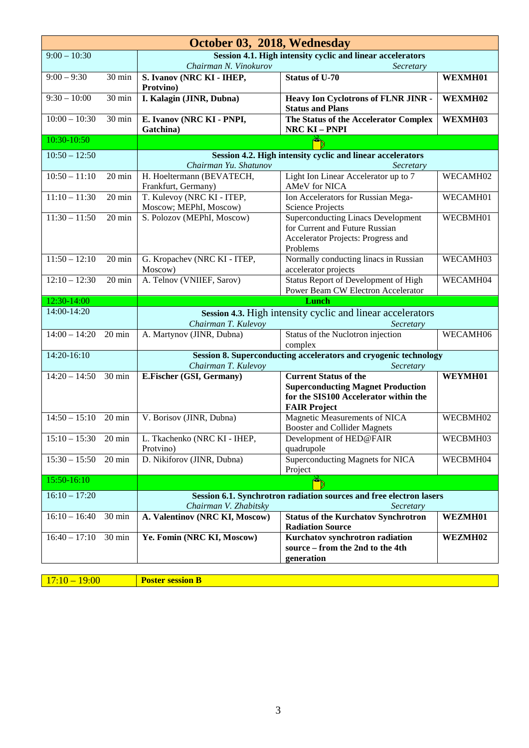| October 03, 2018, Wednesday | | | | |
|---|---|---|---|---|
| 9:00 – 10:30 | | **Session 4.1. High intensity cyclic and linear accelerators** *Chairman N. Vinokurov* *Secretary* | | |
| 9:00 – 9:30 | 30 min | **S. Ivanov (NRC KI - IHEP, Protvino)** | **Status of U-70** | **WEXMH01** |
| 9:30 – 10:00 | 30 min | **I. Kalagin (JINR, Dubna)** | **Heavy Ion Cyclotrons of FLNR JINR - Status and Plans** | **WEXMH02** |
| 10:00 – 10:30 | 30 min | **E. Ivanov (NRC KI - PNPI, Gatchina)** | **The Status of the Accelerator Complex NRC KI – PNPI** | **WEXMH03** |
| 10:30-10:50 | | | | |
| 10:50 – 12:50 | | **Session 4.2. High intensity cyclic and linear accelerators** *Chairman Yu. Shatunov* *Secretary* | | |
| 10:50 – 11:10 | 20 min | H. Hoeltermann (BEVATECH, Frankfurt, Germany) | Light Ion Linear Accelerator up to 7 AMeV for NICA | WECAMH02 |
| 11:10 – 11:30 | 20 min | T. Kulevoy (NRC KI - ITEP, Moscow; MEPhI, Moscow) | Ion Accelerators for Russian Mega-Science Projects | WECAMH01 |
| 11:30 – 11:50 | 20 min | S. Polozov (MEPhI, Moscow) | Superconducting Linacs Development for Current and Future Russian Accelerator Projects: Progress and Problems | WECBMH01 |
| 11:50 – 12:10 | 20 min | G. Kropachev (NRC KI - ITEP, Moscow) | Normally conducting linacs in Russian accelerator projects | WECAMH03 |
| 12:10 – 12:30 | 20 min | A. Telnov (VNIIEF, Sarov) | Status Report of Development of High Power Beam CW Electron Accelerator | WECAMH04 |
| 12:30-14:00 | | **Lunch** | | |
| 14:00-14:20 | | **Session 4.3.** High intensity cyclic and linear accelerators *Chairman T. Kulevoy* *Secretary* | | |
| 14:00 – 14:20 | 20 min | A. Martynov (JINR, Dubna) | Status of the Nuclotron injection complex | WECAMH06 |
| 14:20-16:10 | | **Session 8. Superconducting accelerators and cryogenic technology** *Chairman T. Kulevoy* *Secretary* | | |
| 14:20 – 14:50 | 30 min | **E.Fischer (GSI, Germany)** | **Current Status of the Superconducting Magnet Production for the SIS100 Accelerator within the FAIR Project** | **WEYMH01** |
| 14:50 – 15:10 | 20 min | V. Borisov (JINR, Dubna) | Magnetic Measurements of NICA Booster and Collider Magnets | WECBMH02 |
| 15:10 – 15:30 | 20 min | L. Tkachenko (NRC KI - IHEP, Protvino) | Development of HED@FAIR quadrupole | WECBMH03 |
| 15:30 – 15:50 | 20 min | D. Nikiforov (JINR, Dubna) | Superconducting Magnets for NICA Project | WECBMH04 |
| 15:50-16:10 | | | | |
| 16:10 – 17:20 | | **Session 6.1. Synchrotron radiation sources and free electron lasers** *Chairman V. Zhabitsky* *Secretary* | | |
| 16:10 – 16:40 | 30 min | **A. Valentinov (NRC KI, Moscow)** | **Status of the Kurchatov Synchrotron Radiation Source** | **WEZMH01** |
| 16:40 – 17:10 | 30 min | **Ye. Fomin (NRC KI, Moscow)** | **Kurchatov synchrotron radiation source – from the 2nd to the 4th generation** | **WEZMH02** |

| 17:10 – 19:00 | **Poster session B** |
|---|---|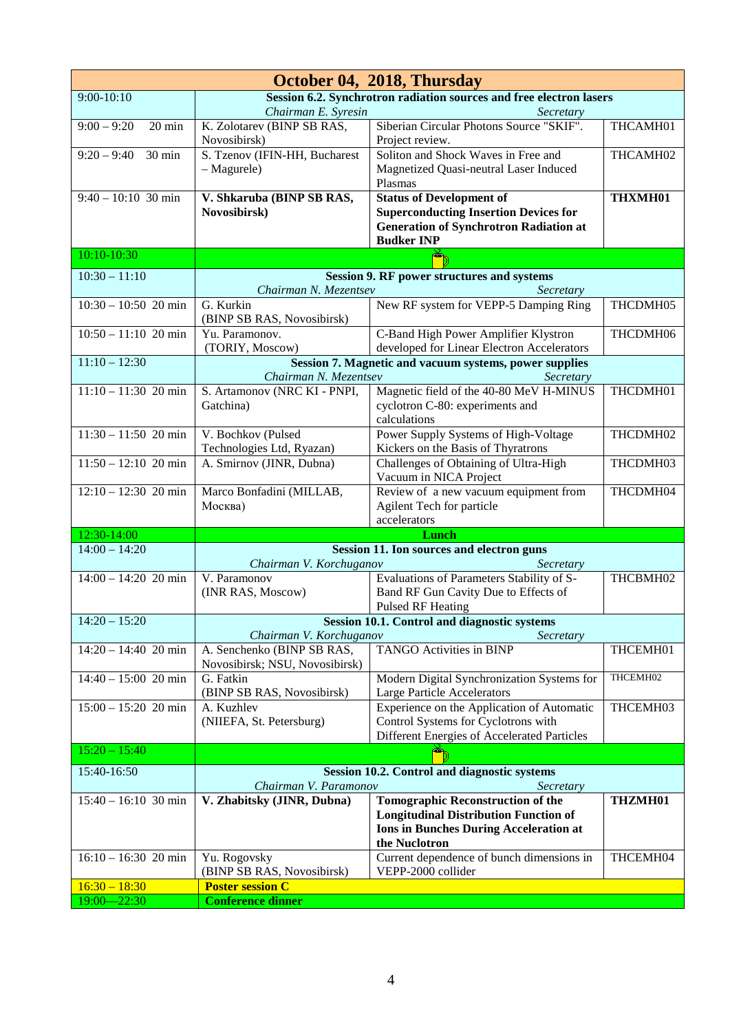| October 04, 2018, Thursday | | | |
|---|---|---|---|
| 9:00-10:10 | **Session 6.2. Synchrotron radiation sources and free electron lasers** *Chairman E. Syresin* *Secretary* | | |
| 9:00 – 9:20 20 min | K. Zolotarev (BINP SB RAS, Novosibirsk) | Siberian Circular Photons Source "SKIF". Project review. | THCAMH01 |
| 9:20 – 9:40 30 min | S. Tzenov (IFIN-HH, Bucharest – Magurele) | Soliton and Shock Waves in Free and Magnetized Quasi-neutral Laser Induced Plasmas | THCAMH02 |
| 9:40 – 10:10 30 min | **V. Shkaruba (BINP SB RAS, Novosibirsk)** | **Status of Development of Superconducting Insertion Devices for Generation of Synchrotron Radiation at Budker INP** | **THXMH01** |
| 10:10-10:30 | | | |
| 10:30 – 11:10 | **Session 9. RF power structures and systems** *Chairman N. Mezentsev* *Secretary* | | |
| 10:30 – 10:50 20 min | G. Kurkin (BINP SB RAS, Novosibirsk) | New RF system for VEPP-5 Damping Ring | THCDMH05 |
| 10:50 – 11:10 20 min | Yu. Paramonov. (TORIY, Moscow) | C-Band High Power Amplifier Klystron developed for Linear Electron Accelerators | THCDMH06 |
| 11:10 – 12:30 | **Session 7. Magnetic and vacuum systems, power supplies** *Chairman N. Mezentsev* *Secretary* | | |
| 11:10 – 11:30 20 min | S. Artamonov (NRC KI - PNPI, Gatchina) | Magnetic field of the 40-80 MeV H-MINUS cyclotron C-80: experiments and calculations | THCDMH01 |
| 11:30 – 11:50 20 min | V. Bochkov (Pulsed Technologies Ltd, Ryazan) | Power Supply Systems of High-Voltage Kickers on the Basis of Thyratrons | THCDMH02 |
| 11:50 – 12:10 20 min | A. Smirnov (JINR, Dubna) | Challenges of Obtaining of Ultra-High Vacuum in NICA Project | THCDMH03 |
| 12:10 – 12:30 20 min | Marco Bonfadini (MILLAB, Москва) | Review of a new vacuum equipment from Agilent Tech for particle accelerators | THCDMH04 |
| 12:30-14:00 | **Lunch** | | |
| 14:00 – 14:20 | **Session 11. Ion sources and electron guns** *Chairman V. Korchuganov* *Secretary* | | |
| 14:00 – 14:20 20 min | V. Paramonov (INR RAS, Moscow) | Evaluations of Parameters Stability of S-Band RF Gun Cavity Due to Effects of Pulsed RF Heating | THCBMH02 |
| 14:20 – 15:20 | **Session 10.1. Control and diagnostic systems** *Chairman V. Korchuganov* *Secretary* | | |
| 14:20 – 14:40 20 min | A. Senchenko (BINP SB RAS, Novosibirsk; NSU, Novosibirsk) | TANGO Activities in BINP | THCEMH01 |
| 14:40 – 15:00 20 min | G. Fatkin (BINP SB RAS, Novosibirsk) | Modern Digital Synchronization Systems for Large Particle Accelerators | THCEMH02 |
| 15:00 – 15:20 20 min | A. Kuzhlev (NIIEFA, St. Petersburg) | Experience on the Application of Automatic Control Systems for Cyclotrons with Different Energies of Accelerated Particles | THCEMH03 |
| 15:20 – 15:40 | | | |
| 15:40-16:50 | **Session 10.2. Control and diagnostic systems** *Chairman V. Paramonov* *Secretary* | | |
| 15:40 – 16:10 30 min | **V. Zhabitsky (JINR, Dubna)** | **Tomographic Reconstruction of the Longitudinal Distribution Function of Ions in Bunches During Acceleration at the Nuclotron** | **THZMH01** |
| 16:10 – 16:30 20 min | Yu. Rogovsky (BINP SB RAS, Novosibirsk) | Current dependence of bunch dimensions in VEPP-2000 collider | THCEMH04 |
| 16:30 – 18:30 | **Poster session C** | | |
| 19:00—22:30 | **Conference dinner** | | |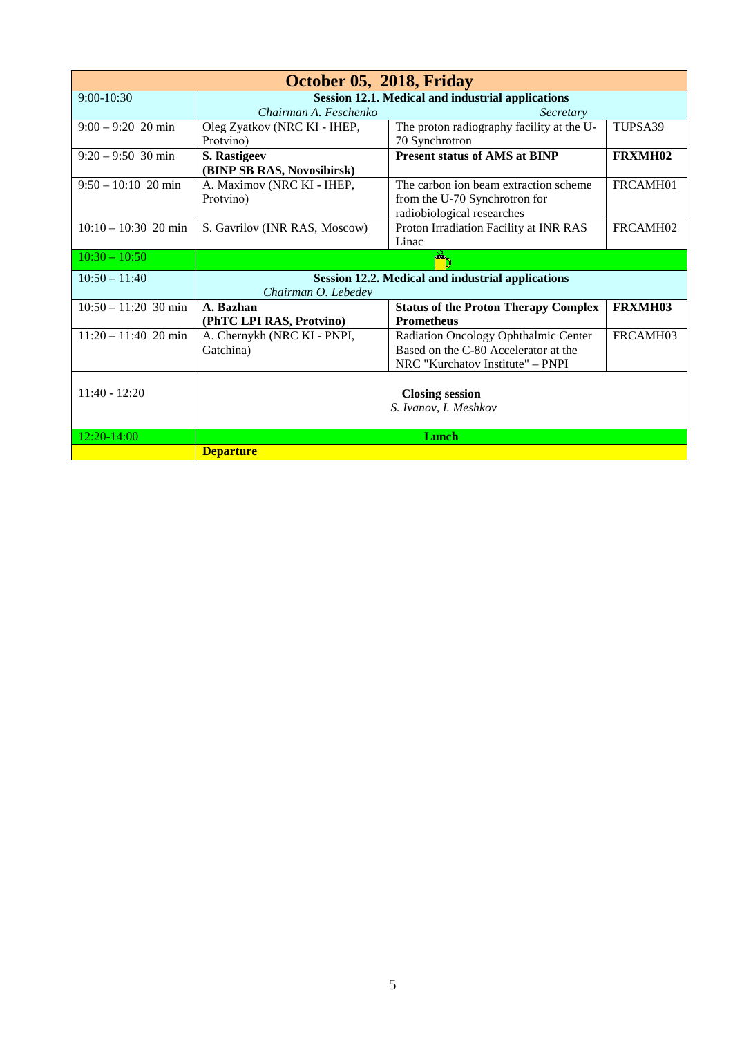| October 05, 2018, Friday | | | |
|---|---|---|---|
| 9:00-10:30 | **Session 12.1. Medical and industrial applications**<br>*Chairman A. Feschenko* | *Secretary* | |
| 9:00 – 9:20 20 min | Oleg Zyatkov (NRC KI - IHEP, Protvino) | The proton radiography facility at the U-70 Synchrotron | TUPSA39 |
| 9:20 – 9:50 30 min | **S. Rastigeev (BINP SB RAS, Novosibirsk)** | **Present status of AMS at BINP** | **FRXMH02** |
| 9:50 – 10:10 20 min | A. Maximov (NRC KI - IHEP, Protvino) | The carbon ion beam extraction scheme from the U-70 Synchrotron for radiobiological researches | FRCAMH01 |
| 10:10 – 10:30 20 min | S. Gavrilov (INR RAS, Moscow) | Proton Irradiation Facility at INR RAS Linac | FRCAMH02 |
| 10:30 – 10:50 | | | |
| 10:50 – 11:40 | **Session 12.2. Medical and industrial applications**<br>*Chairman O. Lebedev* | | |
| 10:50 – 11:20 30 min | **A. Bazhan (PhTC LPI RAS, Protvino)** | **Status of the Proton Therapy Complex Prometheus** | **FRXMH03** |
| 11:20 – 11:40 20 min | A. Chernykh (NRC KI - PNPI, Gatchina) | Radiation Oncology Ophthalmic Center Based on the C-80 Accelerator at the NRC "Kurchatov Institute" – PNPI | FRCAMH03 |
| 11:40 - 12:20 | **Closing session**<br>*S. Ivanov, I. Meshkov* | | |
| 12:20-14:00 | **Lunch** | | |
| | **Departure** | | |